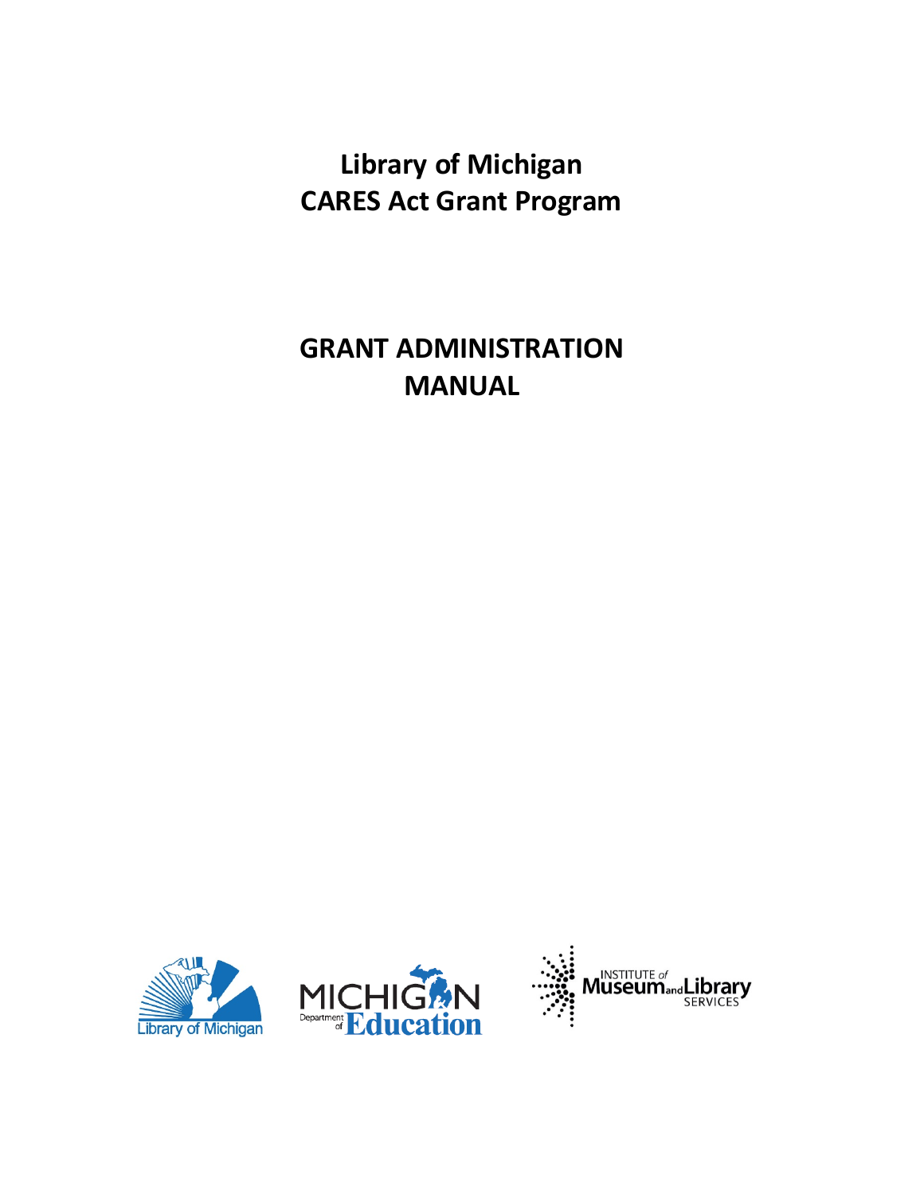# Library of Michigan
# CARES Act Grant Program

# GRANT ADMINISTRATION MANUAL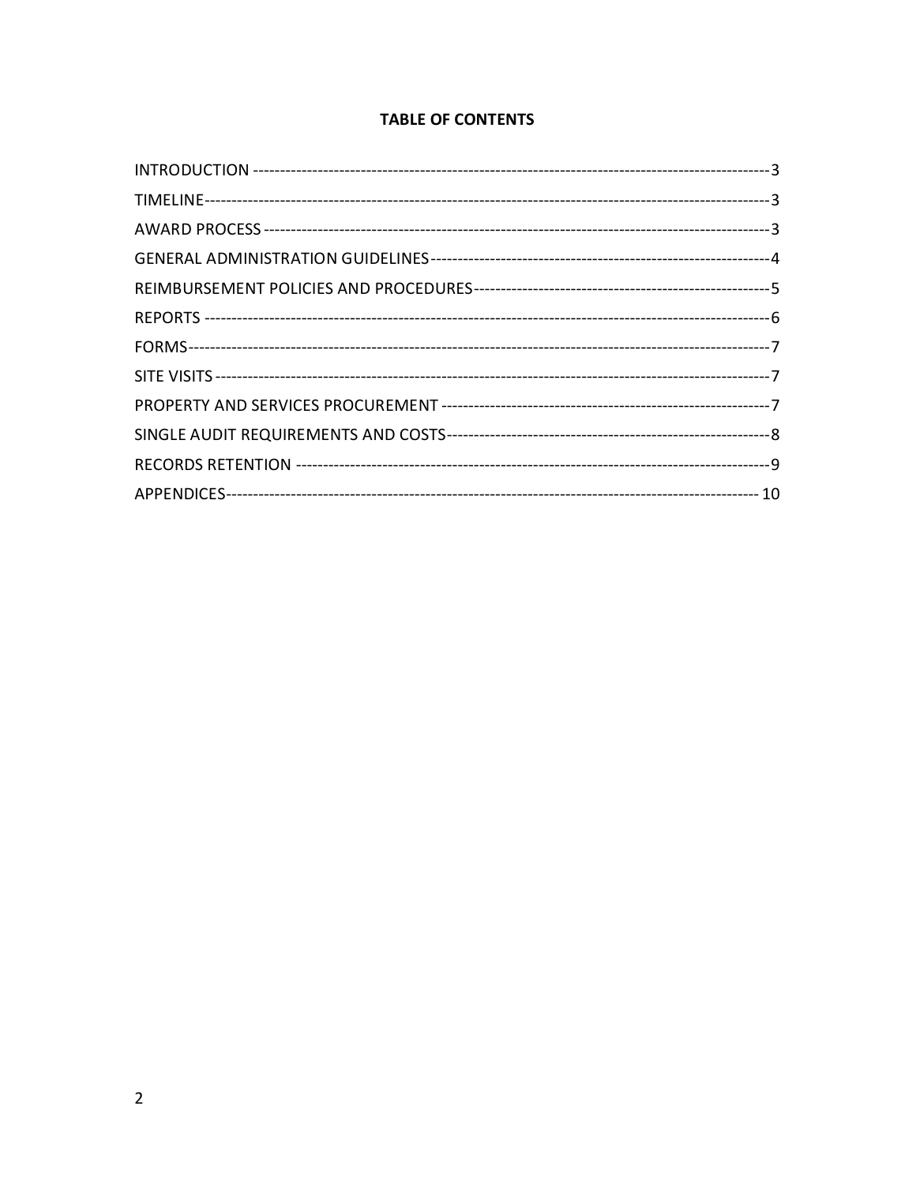**TABLE OF CONTENTS**

| Section | Page |
| --- | --- |
| INTRODUCTION | 3 |
| TIMELINE | 3 |
| AWARD PROCESS | 3 |
| GENERAL ADMINISTRATION GUIDELINES | 4 |
| REIMBURSEMENT POLICIES AND PROCEDURES | 5 |
| REPORTS | 6 |
| FORMS | 7 |
| SITE VISITS | 7 |
| PROPERTY AND SERVICES PROCUREMENT | 7 |
| SINGLE AUDIT REQUIREMENTS AND COSTS | 8 |
| RECORDS RETENTION | 9 |
| APPENDICES | 10 |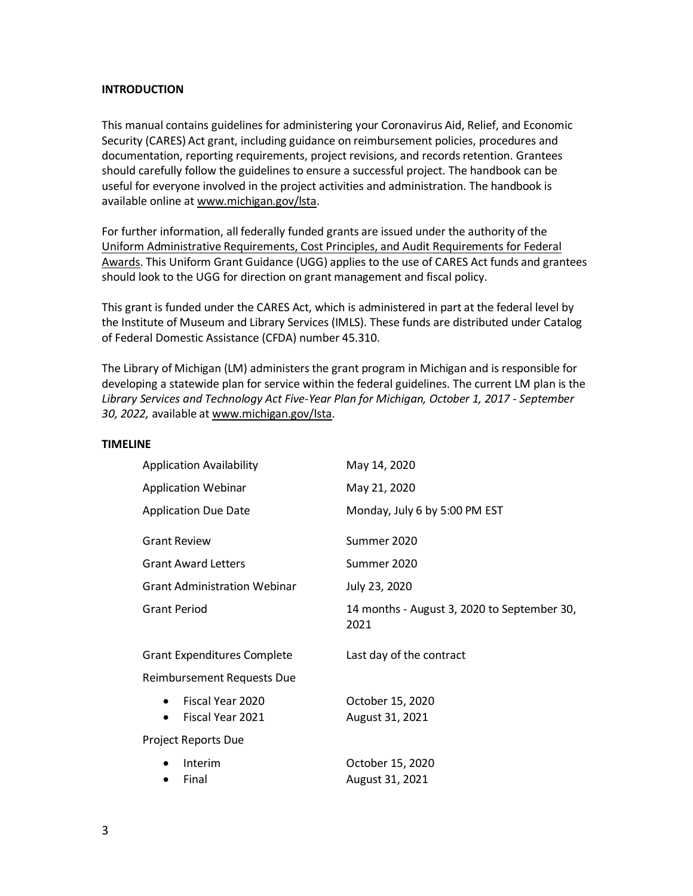## INTRODUCTION

This manual contains guidelines for administering your Coronavirus Aid, Relief, and Economic Security (CARES) Act grant, including guidance on reimbursement policies, procedures and documentation, reporting requirements, project revisions, and records retention. Grantees should carefully follow the guidelines to ensure a successful project. The handbook can be useful for everyone involved in the project activities and administration. The handbook is available online at www.michigan.gov/lsta.

For further information, all federally funded grants are issued under the authority of the Uniform Administrative Requirements, Cost Principles, and Audit Requirements for Federal Awards. This Uniform Grant Guidance (UGG) applies to the use of CARES Act funds and grantees should look to the UGG for direction on grant management and fiscal policy.

This grant is funded under the CARES Act, which is administered in part at the federal level by the Institute of Museum and Library Services (IMLS). These funds are distributed under Catalog of Federal Domestic Assistance (CFDA) number 45.310.

The Library of Michigan (LM) administers the grant program in Michigan and is responsible for developing a statewide plan for service within the federal guidelines. The current LM plan is the *Library Services and Technology Act Five-Year Plan for Michigan, October 1, 2017 - September 30, 2022,* available at www.michigan.gov/lsta.

## TIMELINE

| | |
|---|---|
| Application Availability | May 14, 2020 |
| Application Webinar | May 21, 2020 |
| Application Due Date | Monday, July 6 by 5:00 PM EST |
| Grant Review | Summer 2020 |
| Grant Award Letters | Summer 2020 |
| Grant Administration Webinar | July 23, 2020 |
| Grant Period | 14 months - August 3, 2020 to September 30, 2021 |
| Grant Expenditures Complete | Last day of the contract |
| Reimbursement Requests Due | |
| • Fiscal Year 2020 | October 15, 2020 |
| • Fiscal Year 2021 | August 31, 2021 |
| Project Reports Due | |
| • Interim | October 15, 2020 |
| • Final | August 31, 2021 |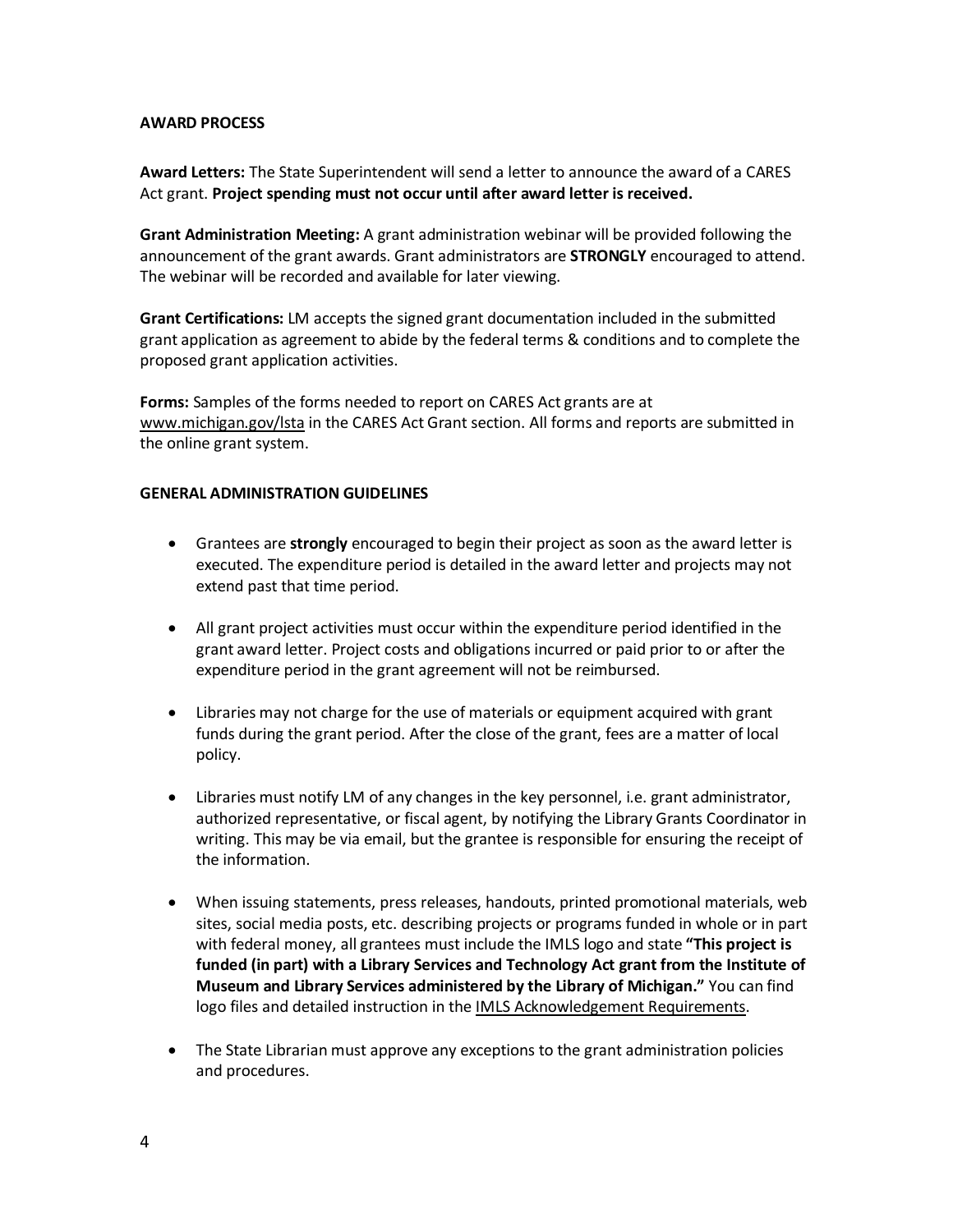## AWARD PROCESS

**Award Letters:** The State Superintendent will send a letter to announce the award of a CARES Act grant. **Project spending must not occur until after award letter is received.**

**Grant Administration Meeting:** A grant administration webinar will be provided following the announcement of the grant awards. Grant administrators are **STRONGLY** encouraged to attend. The webinar will be recorded and available for later viewing.

**Grant Certifications:** LM accepts the signed grant documentation included in the submitted grant application as agreement to abide by the federal terms & conditions and to complete the proposed grant application activities.

**Forms:** Samples of the forms needed to report on CARES Act grants are at www.michigan.gov/lsta in the CARES Act Grant section. All forms and reports are submitted in the online grant system.

## GENERAL ADMINISTRATION GUIDELINES

- Grantees are **strongly** encouraged to begin their project as soon as the award letter is executed. The expenditure period is detailed in the award letter and projects may not extend past that time period.
- All grant project activities must occur within the expenditure period identified in the grant award letter. Project costs and obligations incurred or paid prior to or after the expenditure period in the grant agreement will not be reimbursed.
- Libraries may not charge for the use of materials or equipment acquired with grant funds during the grant period. After the close of the grant, fees are a matter of local policy.
- Libraries must notify LM of any changes in the key personnel, i.e. grant administrator, authorized representative, or fiscal agent, by notifying the Library Grants Coordinator in writing. This may be via email, but the grantee is responsible for ensuring the receipt of the information.
- When issuing statements, press releases, handouts, printed promotional materials, web sites, social media posts, etc. describing projects or programs funded in whole or in part with federal money, all grantees must include the IMLS logo and state **"This project is funded (in part) with a Library Services and Technology Act grant from the Institute of Museum and Library Services administered by the Library of Michigan."** You can find logo files and detailed instruction in the IMLS Acknowledgement Requirements.
- The State Librarian must approve any exceptions to the grant administration policies and procedures.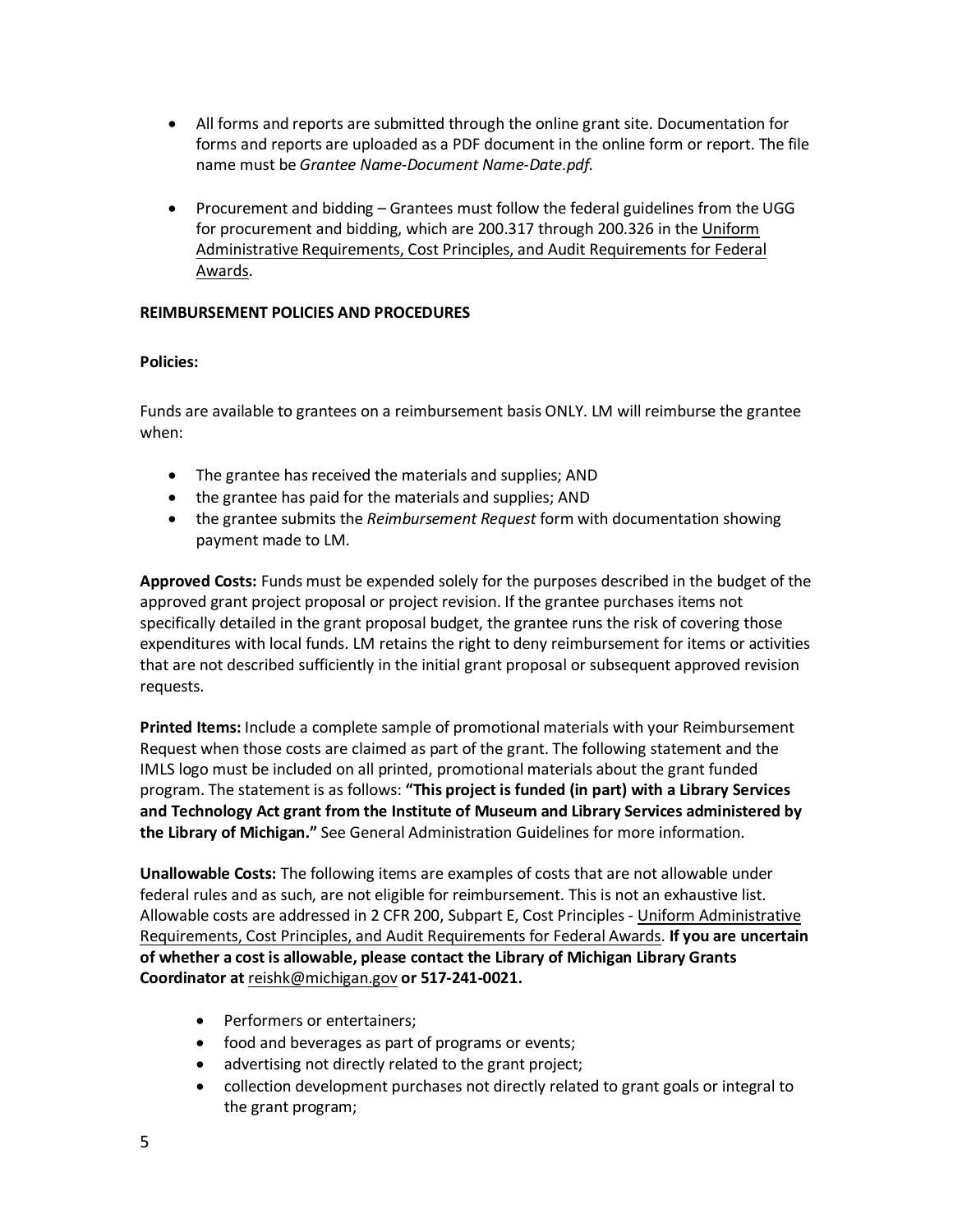- All forms and reports are submitted through the online grant site. Documentation for forms and reports are uploaded as a PDF document in the online form or report. The file name must be *Grantee Name-Document Name-Date.pdf.*

- Procurement and bidding – Grantees must follow the federal guidelines from the UGG for procurement and bidding, which are 200.317 through 200.326 in the Uniform Administrative Requirements, Cost Principles, and Audit Requirements for Federal Awards.

**REIMBURSEMENT POLICIES AND PROCEDURES**

**Policies:**

Funds are available to grantees on a reimbursement basis ONLY. LM will reimburse the grantee when:

- The grantee has received the materials and supplies; AND
- the grantee has paid for the materials and supplies; AND
- the grantee submits the *Reimbursement Request* form with documentation showing payment made to LM.

**Approved Costs:** Funds must be expended solely for the purposes described in the budget of the approved grant project proposal or project revision. If the grantee purchases items not specifically detailed in the grant proposal budget, the grantee runs the risk of covering those expenditures with local funds. LM retains the right to deny reimbursement for items or activities that are not described sufficiently in the initial grant proposal or subsequent approved revision requests.

**Printed Items:** Include a complete sample of promotional materials with your Reimbursement Request when those costs are claimed as part of the grant. The following statement and the IMLS logo must be included on all printed, promotional materials about the grant funded program. The statement is as follows: **"This project is funded (in part) with a Library Services and Technology Act grant from the Institute of Museum and Library Services administered by the Library of Michigan."** See General Administration Guidelines for more information.

**Unallowable Costs:** The following items are examples of costs that are not allowable under federal rules and as such, are not eligible for reimbursement. This is not an exhaustive list. Allowable costs are addressed in 2 CFR 200, Subpart E, Cost Principles - Uniform Administrative Requirements, Cost Principles, and Audit Requirements for Federal Awards. **If you are uncertain of whether a cost is allowable, please contact the Library of Michigan Library Grants Coordinator at** reishk@michigan.gov **or 517-241-0021.**

- Performers or entertainers;
- food and beverages as part of programs or events;
- advertising not directly related to the grant project;
- collection development purchases not directly related to grant goals or integral to the grant program;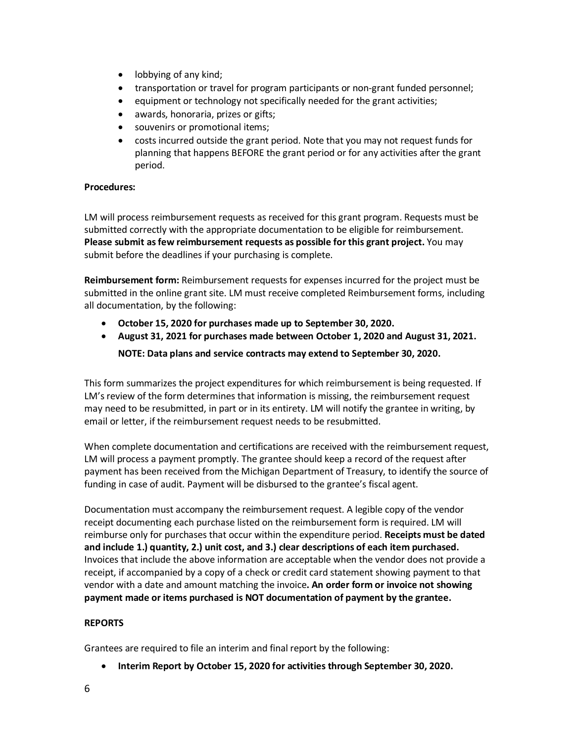- lobbying of any kind;
- transportation or travel for program participants or non-grant funded personnel;
- equipment or technology not specifically needed for the grant activities;
- awards, honoraria, prizes or gifts;
- souvenirs or promotional items;
- costs incurred outside the grant period. Note that you may not request funds for planning that happens BEFORE the grant period or for any activities after the grant period.

**Procedures:**

LM will process reimbursement requests as received for this grant program. Requests must be submitted correctly with the appropriate documentation to be eligible for reimbursement. **Please submit as few reimbursement requests as possible for this grant project.** You may submit before the deadlines if your purchasing is complete.

**Reimbursement form:** Reimbursement requests for expenses incurred for the project must be submitted in the online grant site. LM must receive completed Reimbursement forms, including all documentation, by the following:

- **October 15, 2020 for purchases made up to September 30, 2020.**
- **August 31, 2021 for purchases made between October 1, 2020 and August 31, 2021.**

  **NOTE: Data plans and service contracts may extend to September 30, 2020.**

This form summarizes the project expenditures for which reimbursement is being requested. If LM's review of the form determines that information is missing, the reimbursement request may need to be resubmitted, in part or in its entirety. LM will notify the grantee in writing, by email or letter, if the reimbursement request needs to be resubmitted.

When complete documentation and certifications are received with the reimbursement request, LM will process a payment promptly. The grantee should keep a record of the request after payment has been received from the Michigan Department of Treasury, to identify the source of funding in case of audit. Payment will be disbursed to the grantee's fiscal agent.

Documentation must accompany the reimbursement request. A legible copy of the vendor receipt documenting each purchase listed on the reimbursement form is required. LM will reimburse only for purchases that occur within the expenditure period. **Receipts must be dated and include 1.) quantity, 2.) unit cost, and 3.) clear descriptions of each item purchased.** Invoices that include the above information are acceptable when the vendor does not provide a receipt, if accompanied by a copy of a check or credit card statement showing payment to that vendor with a date and amount matching the invoice**. An order form or invoice not showing payment made or items purchased is NOT documentation of payment by the grantee.**

**REPORTS**

Grantees are required to file an interim and final report by the following:

- **Interim Report by October 15, 2020 for activities through September 30, 2020.**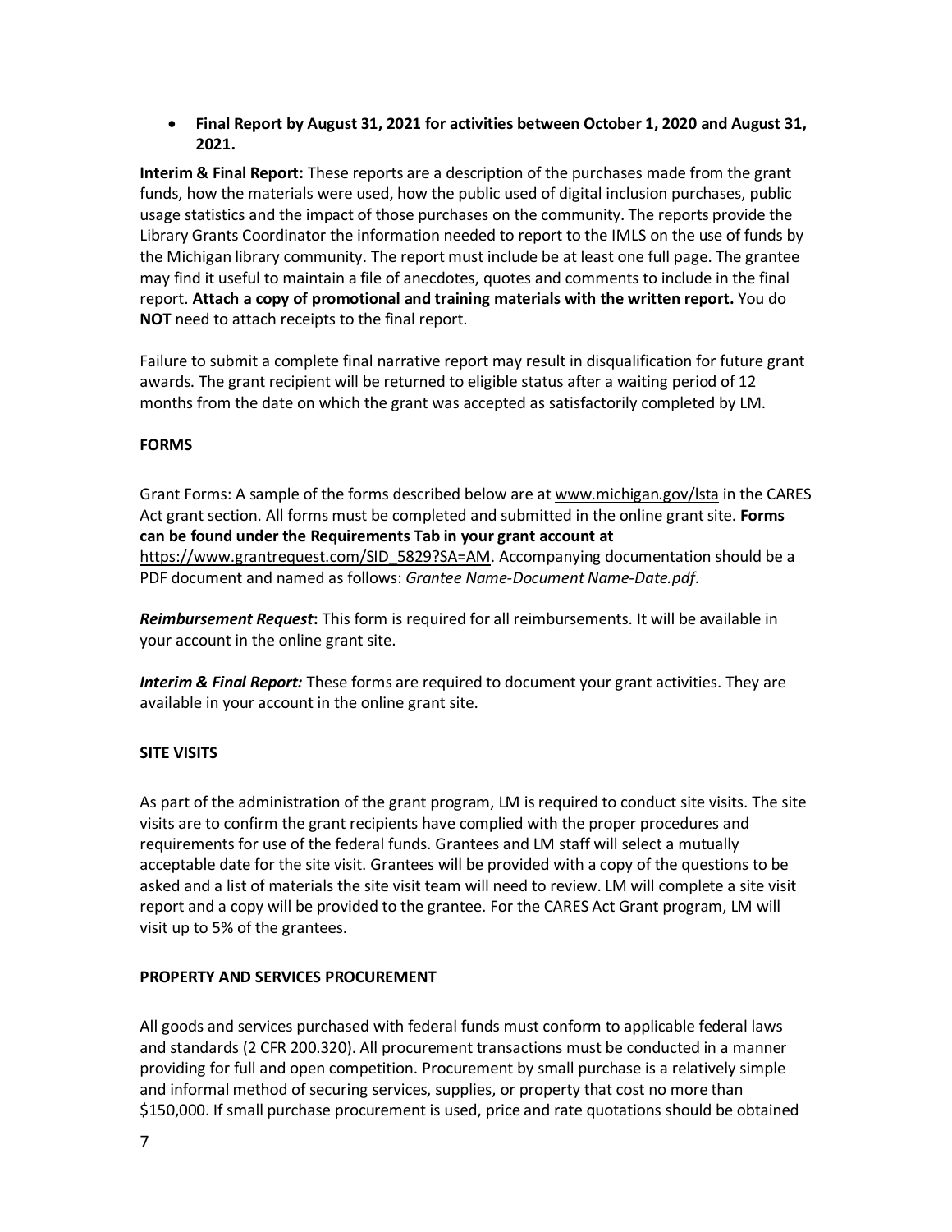- **Final Report by August 31, 2021 for activities between October 1, 2020 and August 31, 2021.**

**Interim & Final Report:** These reports are a description of the purchases made from the grant funds, how the materials were used, how the public used of digital inclusion purchases, public usage statistics and the impact of those purchases on the community. The reports provide the Library Grants Coordinator the information needed to report to the IMLS on the use of funds by the Michigan library community. The report must include be at least one full page. The grantee may find it useful to maintain a file of anecdotes, quotes and comments to include in the final report. **Attach a copy of promotional and training materials with the written report.** You do **NOT** need to attach receipts to the final report.

Failure to submit a complete final narrative report may result in disqualification for future grant awards. The grant recipient will be returned to eligible status after a waiting period of 12 months from the date on which the grant was accepted as satisfactorily completed by LM.

**FORMS**

Grant Forms: A sample of the forms described below are at www.michigan.gov/lsta in the CARES Act grant section. All forms must be completed and submitted in the online grant site. **Forms can be found under the Requirements Tab in your grant account at** https://www.grantrequest.com/SID_5829?SA=AM. Accompanying documentation should be a PDF document and named as follows: *Grantee Name-Document Name-Date.pdf*.

***Reimbursement Request*:** This form is required for all reimbursements. It will be available in your account in the online grant site.

***Interim & Final Report:*** These forms are required to document your grant activities. They are available in your account in the online grant site.

**SITE VISITS**

As part of the administration of the grant program, LM is required to conduct site visits. The site visits are to confirm the grant recipients have complied with the proper procedures and requirements for use of the federal funds. Grantees and LM staff will select a mutually acceptable date for the site visit. Grantees will be provided with a copy of the questions to be asked and a list of materials the site visit team will need to review. LM will complete a site visit report and a copy will be provided to the grantee. For the CARES Act Grant program, LM will visit up to 5% of the grantees.

**PROPERTY AND SERVICES PROCUREMENT**

All goods and services purchased with federal funds must conform to applicable federal laws and standards (2 CFR 200.320). All procurement transactions must be conducted in a manner providing for full and open competition. Procurement by small purchase is a relatively simple and informal method of securing services, supplies, or property that cost no more than $150,000. If small purchase procurement is used, price and rate quotations should be obtained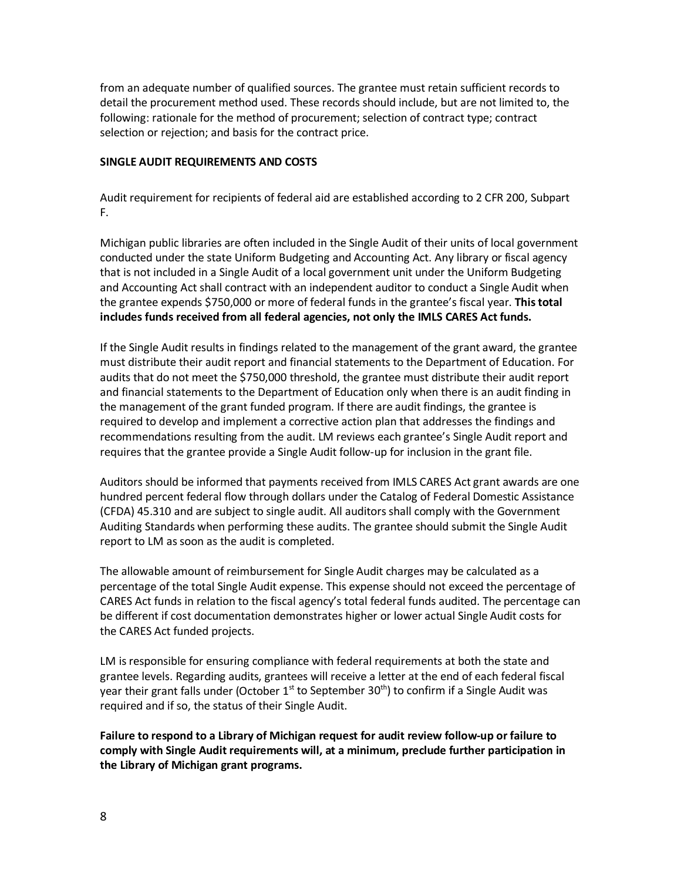from an adequate number of qualified sources. The grantee must retain sufficient records to detail the procurement method used. These records should include, but are not limited to, the following: rationale for the method of procurement; selection of contract type; contract selection or rejection; and basis for the contract price.

**SINGLE AUDIT REQUIREMENTS AND COSTS**

Audit requirement for recipients of federal aid are established according to 2 CFR 200, Subpart F.

Michigan public libraries are often included in the Single Audit of their units of local government conducted under the state Uniform Budgeting and Accounting Act. Any library or fiscal agency that is not included in a Single Audit of a local government unit under the Uniform Budgeting and Accounting Act shall contract with an independent auditor to conduct a Single Audit when the grantee expends $750,000 or more of federal funds in the grantee's fiscal year. **This total includes funds received from all federal agencies, not only the IMLS CARES Act funds.**

If the Single Audit results in findings related to the management of the grant award, the grantee must distribute their audit report and financial statements to the Department of Education. For audits that do not meet the $750,000 threshold, the grantee must distribute their audit report and financial statements to the Department of Education only when there is an audit finding in the management of the grant funded program. If there are audit findings, the grantee is required to develop and implement a corrective action plan that addresses the findings and recommendations resulting from the audit. LM reviews each grantee's Single Audit report and requires that the grantee provide a Single Audit follow-up for inclusion in the grant file.

Auditors should be informed that payments received from IMLS CARES Act grant awards are one hundred percent federal flow through dollars under the Catalog of Federal Domestic Assistance (CFDA) 45.310 and are subject to single audit. All auditors shall comply with the Government Auditing Standards when performing these audits. The grantee should submit the Single Audit report to LM as soon as the audit is completed.

The allowable amount of reimbursement for Single Audit charges may be calculated as a percentage of the total Single Audit expense. This expense should not exceed the percentage of CARES Act funds in relation to the fiscal agency's total federal funds audited. The percentage can be different if cost documentation demonstrates higher or lower actual Single Audit costs for the CARES Act funded projects.

LM is responsible for ensuring compliance with federal requirements at both the state and grantee levels. Regarding audits, grantees will receive a letter at the end of each federal fiscal year their grant falls under (October 1st to September 30th) to confirm if a Single Audit was required and if so, the status of their Single Audit.

**Failure to respond to a Library of Michigan request for audit review follow-up or failure to comply with Single Audit requirements will, at a minimum, preclude further participation in the Library of Michigan grant programs.**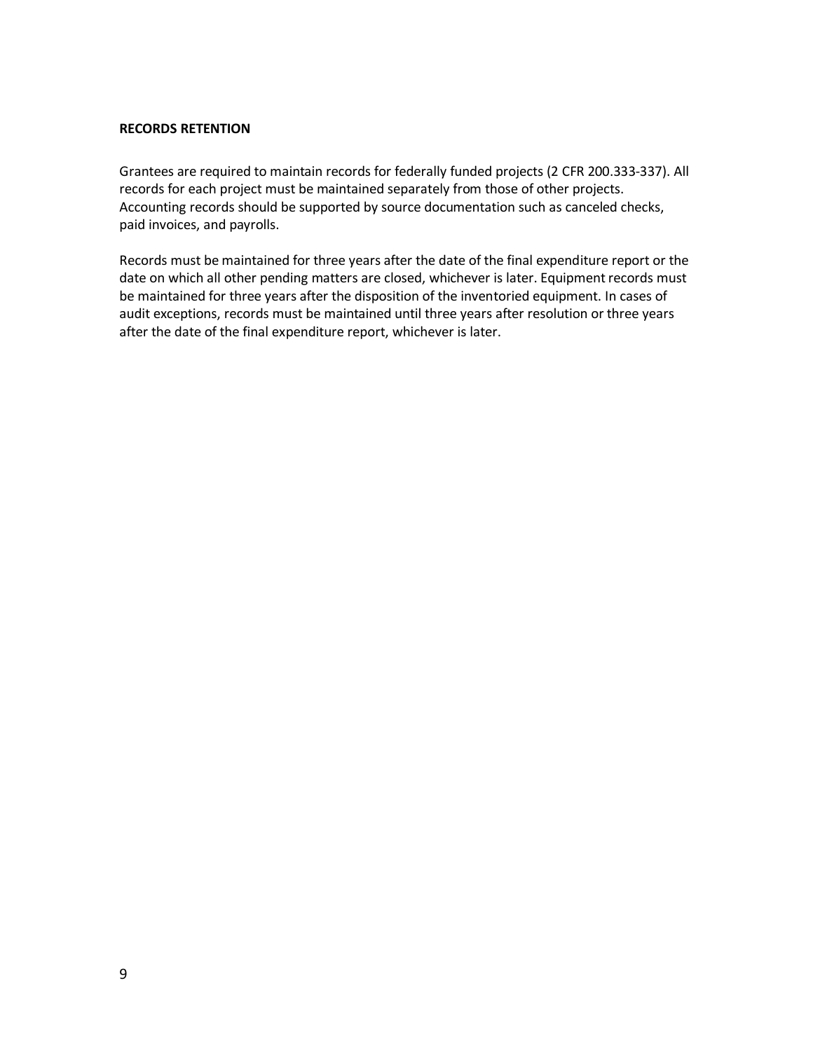**RECORDS RETENTION**

Grantees are required to maintain records for federally funded projects (2 CFR 200.333-337). All records for each project must be maintained separately from those of other projects. Accounting records should be supported by source documentation such as canceled checks, paid invoices, and payrolls.

Records must be maintained for three years after the date of the final expenditure report or the date on which all other pending matters are closed, whichever is later. Equipment records must be maintained for three years after the disposition of the inventoried equipment. In cases of audit exceptions, records must be maintained until three years after resolution or three years after the date of the final expenditure report, whichever is later.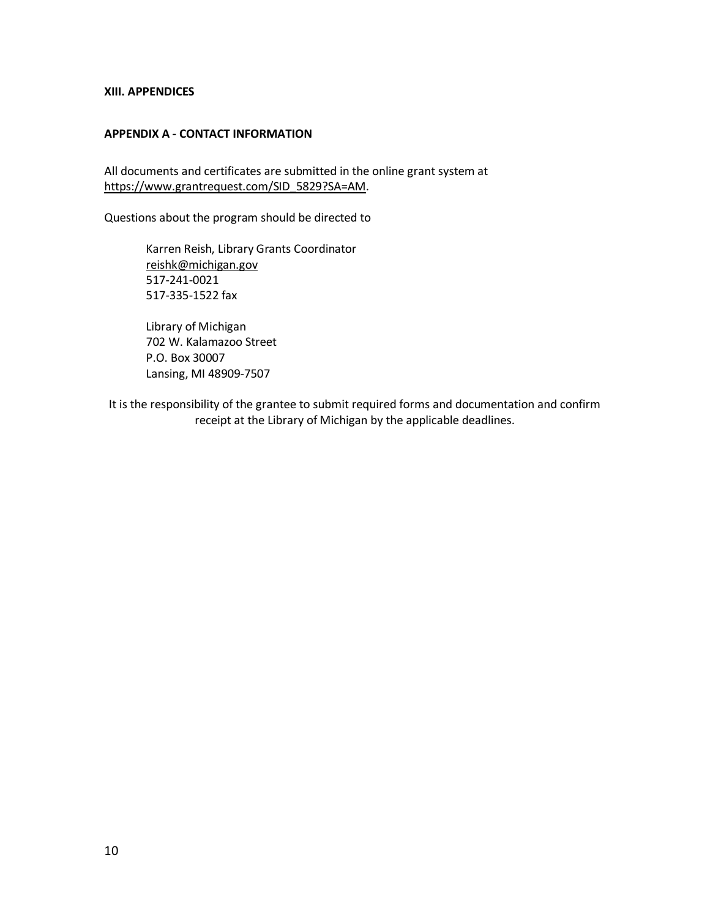## XIII. APPENDICES

### APPENDIX A - CONTACT INFORMATION

All documents and certificates are submitted in the online grant system at https://www.grantrequest.com/SID_5829?SA=AM.

Questions about the program should be directed to

> Karren Reish, Library Grants Coordinator
> reishk@michigan.gov
> 517-241-0021
> 517-335-1522 fax
>
> Library of Michigan
> 702 W. Kalamazoo Street
> P.O. Box 30007
> Lansing, MI 48909-7507

It is the responsibility of the grantee to submit required forms and documentation and confirm receipt at the Library of Michigan by the applicable deadlines.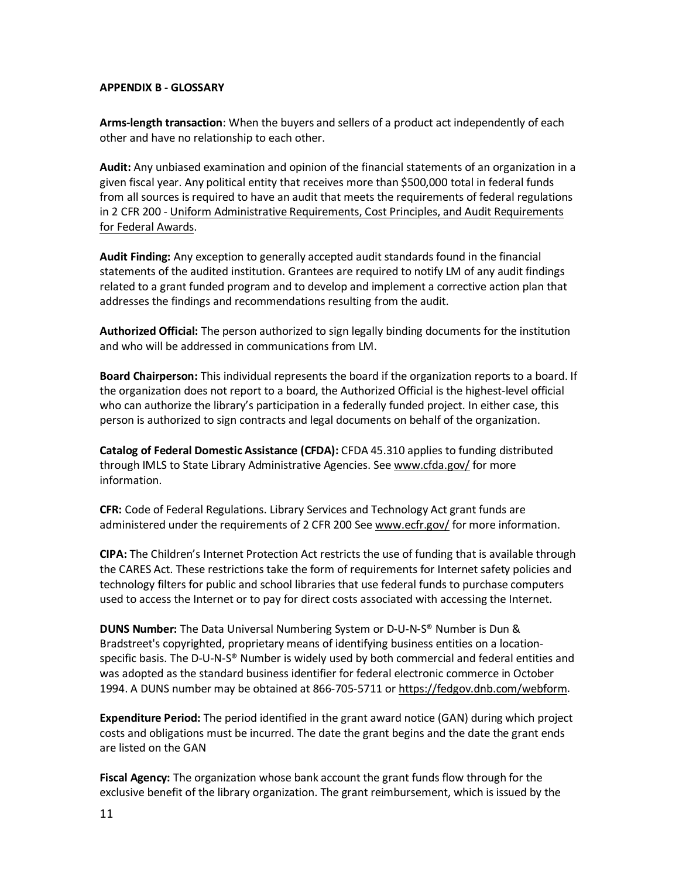## APPENDIX B - GLOSSARY

**Arms-length transaction**: When the buyers and sellers of a product act independently of each other and have no relationship to each other.

**Audit:** Any unbiased examination and opinion of the financial statements of an organization in a given fiscal year. Any political entity that receives more than $500,000 total in federal funds from all sources is required to have an audit that meets the requirements of federal regulations in 2 CFR 200 - Uniform Administrative Requirements, Cost Principles, and Audit Requirements for Federal Awards.

**Audit Finding:** Any exception to generally accepted audit standards found in the financial statements of the audited institution. Grantees are required to notify LM of any audit findings related to a grant funded program and to develop and implement a corrective action plan that addresses the findings and recommendations resulting from the audit.

**Authorized Official:** The person authorized to sign legally binding documents for the institution and who will be addressed in communications from LM.

**Board Chairperson:** This individual represents the board if the organization reports to a board. If the organization does not report to a board, the Authorized Official is the highest-level official who can authorize the library's participation in a federally funded project. In either case, this person is authorized to sign contracts and legal documents on behalf of the organization.

**Catalog of Federal Domestic Assistance (CFDA):** CFDA 45.310 applies to funding distributed through IMLS to State Library Administrative Agencies. See www.cfda.gov/ for more information.

**CFR:** Code of Federal Regulations. Library Services and Technology Act grant funds are administered under the requirements of 2 CFR 200 See www.ecfr.gov/ for more information.

**CIPA:** The Children's Internet Protection Act restricts the use of funding that is available through the CARES Act. These restrictions take the form of requirements for Internet safety policies and technology filters for public and school libraries that use federal funds to purchase computers used to access the Internet or to pay for direct costs associated with accessing the Internet.

**DUNS Number:** The Data Universal Numbering System or D-U-N-S® Number is Dun & Bradstreet's copyrighted, proprietary means of identifying business entities on a location-specific basis. The D-U-N-S® Number is widely used by both commercial and federal entities and was adopted as the standard business identifier for federal electronic commerce in October 1994. A DUNS number may be obtained at 866-705-5711 or https://fedgov.dnb.com/webform.

**Expenditure Period:** The period identified in the grant award notice (GAN) during which project costs and obligations must be incurred. The date the grant begins and the date the grant ends are listed on the GAN

**Fiscal Agency:** The organization whose bank account the grant funds flow through for the exclusive benefit of the library organization. The grant reimbursement, which is issued by the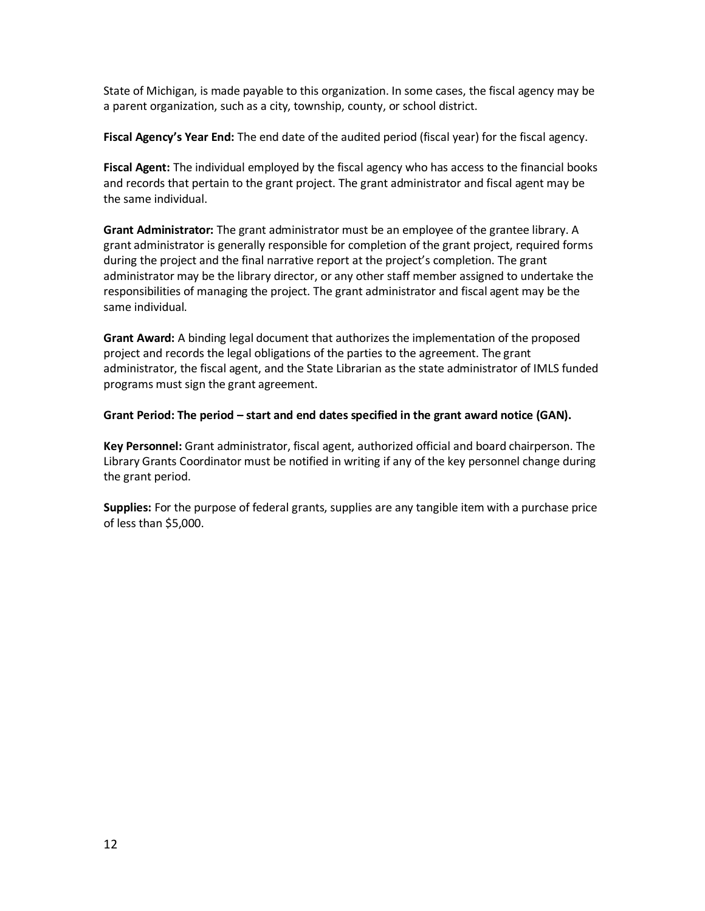State of Michigan, is made payable to this organization. In some cases, the fiscal agency may be a parent organization, such as a city, township, county, or school district.

**Fiscal Agency's Year End:** The end date of the audited period (fiscal year) for the fiscal agency.

**Fiscal Agent:** The individual employed by the fiscal agency who has access to the financial books and records that pertain to the grant project. The grant administrator and fiscal agent may be the same individual.

**Grant Administrator:** The grant administrator must be an employee of the grantee library. A grant administrator is generally responsible for completion of the grant project, required forms during the project and the final narrative report at the project's completion. The grant administrator may be the library director, or any other staff member assigned to undertake the responsibilities of managing the project. The grant administrator and fiscal agent may be the same individual.

**Grant Award:** A binding legal document that authorizes the implementation of the proposed project and records the legal obligations of the parties to the agreement. The grant administrator, the fiscal agent, and the State Librarian as the state administrator of IMLS funded programs must sign the grant agreement.

**Grant Period: The period – start and end dates specified in the grant award notice (GAN).**

**Key Personnel:** Grant administrator, fiscal agent, authorized official and board chairperson. The Library Grants Coordinator must be notified in writing if any of the key personnel change during the grant period.

**Supplies:** For the purpose of federal grants, supplies are any tangible item with a purchase price of less than $5,000.